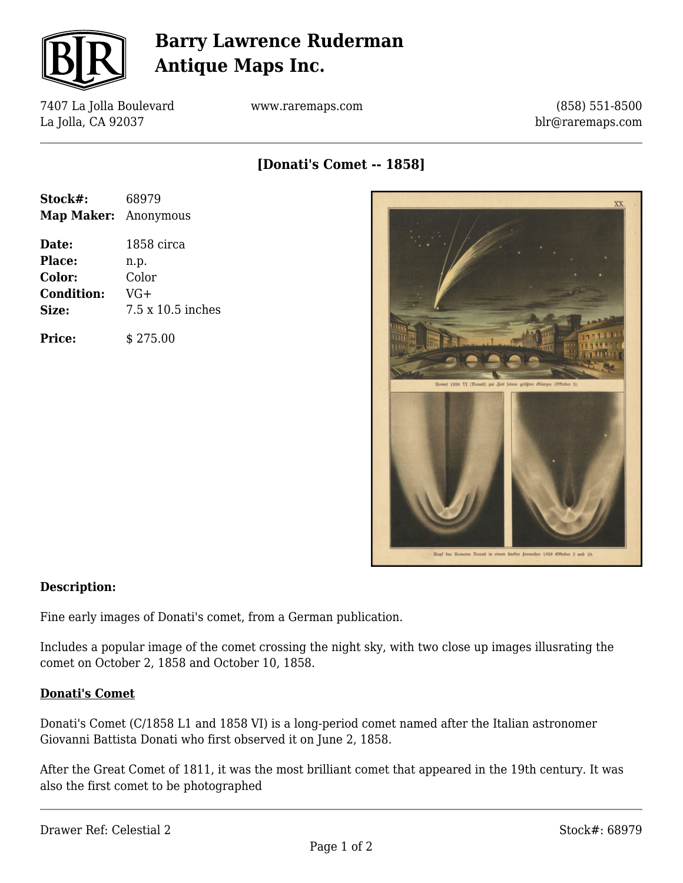# Barry Lawrence Ruderman Antique Maps Inc.

7407 La Jolla Boulevard
La Jolla, CA 92037

www.raremaps.com

(858) 551-8500
blr@raremaps.com

## [Donati's Comet -- 1858]

**Stock#:** 68979
**Map Maker:** Anonymous

**Date:** 1858 circa
**Place:** n.p.
**Color:** Color
**Condition:** VG+
**Size:** 7.5 x 10.5 inches

**Price:** $ 275.00

### Description:

Fine early images of Donati's comet, from a German publication.

Includes a popular image of the comet crossing the night sky, with two close up images illusrating the comet on October 2, 1858 and October 10, 1858.

**Donati's Comet**

Donati's Comet (C/1858 L1 and 1858 VI) is a long-period comet named after the Italian astronomer Giovanni Battista Donati who first observed it on June 2, 1858.

After the Great Comet of 1811, it was the most brilliant comet that appeared in the 19th century. It was also the first comet to be photographed

Drawer Ref: Celestial 2

Stock#: 68979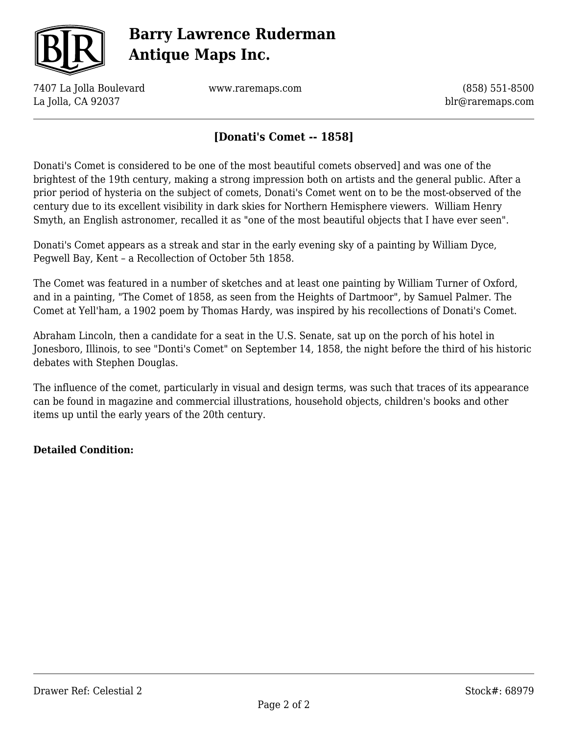## [Donati's Comet -- 1858]

Donati's Comet is considered to be one of the most beautiful comets observed] and was one of the brightest of the 19th century, making a strong impression both on artists and the general public. After a prior period of hysteria on the subject of comets, Donati's Comet went on to be the most-observed of the century due to its excellent visibility in dark skies for Northern Hemisphere viewers. William Henry Smyth, an English astronomer, recalled it as "one of the most beautiful objects that I have ever seen".

Donati's Comet appears as a streak and star in the early evening sky of a painting by William Dyce, Pegwell Bay, Kent – a Recollection of October 5th 1858.

The Comet was featured in a number of sketches and at least one painting by William Turner of Oxford, and in a painting, "The Comet of 1858, as seen from the Heights of Dartmoor", by Samuel Palmer. The Comet at Yell'ham, a 1902 poem by Thomas Hardy, was inspired by his recollections of Donati's Comet.

Abraham Lincoln, then a candidate for a seat in the U.S. Senate, sat up on the porch of his hotel in Jonesboro, Illinois, to see "Donti's Comet" on September 14, 1858, the night before the third of his historic debates with Stephen Douglas.

The influence of the comet, particularly in visual and design terms, was such that traces of its appearance can be found in magazine and commercial illustrations, household objects, children's books and other items up until the early years of the 20th century.

**Detailed Condition:**

Drawer Ref: Celestial 2

Stock#: 68979